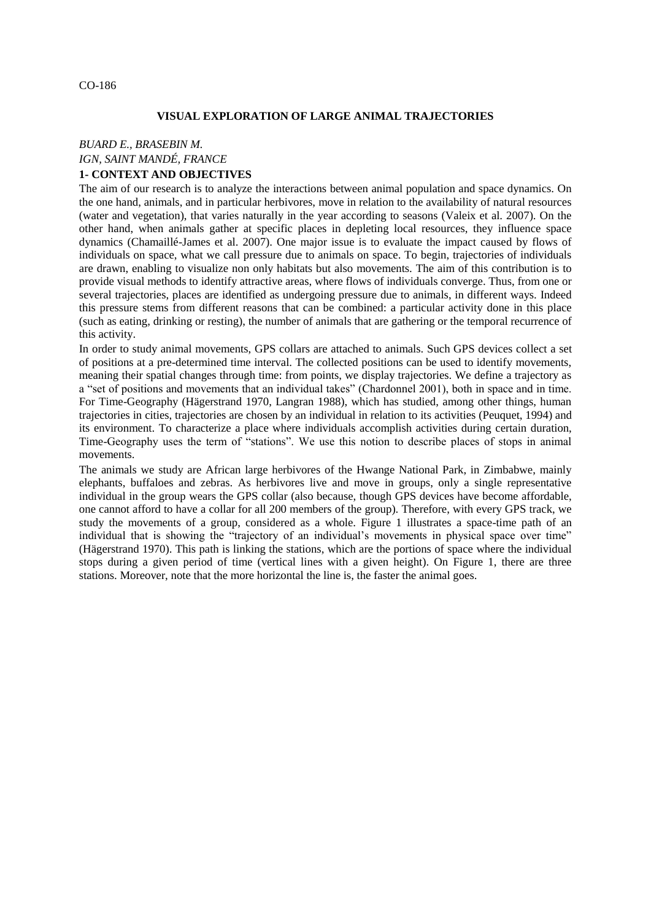CO-186

# VISUAL EXPLORATION OF LARGE ANIMAL TRAJECTORIES

*BUARD E., BRASEBIN M.*

*IGN, SAINT MANDÉ, FRANCE*

## 1- CONTEXT AND OBJECTIVES

The aim of our research is to analyze the interactions between animal population and space dynamics. On the one hand, animals, and in particular herbivores, move in relation to the availability of natural resources (water and vegetation), that varies naturally in the year according to seasons (Valeix et al. 2007). On the other hand, when animals gather at specific places in depleting local resources, they influence space dynamics (Chamaillé-James et al. 2007). One major issue is to evaluate the impact caused by flows of individuals on space, what we call pressure due to animals on space. To begin, trajectories of individuals are drawn, enabling to visualize non only habitats but also movements. The aim of this contribution is to provide visual methods to identify attractive areas, where flows of individuals converge. Thus, from one or several trajectories, places are identified as undergoing pressure due to animals, in different ways. Indeed this pressure stems from different reasons that can be combined: a particular activity done in this place (such as eating, drinking or resting), the number of animals that are gathering or the temporal recurrence of this activity.

In order to study animal movements, GPS collars are attached to animals. Such GPS devices collect a set of positions at a pre-determined time interval. The collected positions can be used to identify movements, meaning their spatial changes through time: from points, we display trajectories. We define a trajectory as a "set of positions and movements that an individual takes" (Chardonnel 2001), both in space and in time. For Time-Geography (Hägerstrand 1970, Langran 1988), which has studied, among other things, human trajectories in cities, trajectories are chosen by an individual in relation to its activities (Peuquet, 1994) and its environment. To characterize a place where individuals accomplish activities during certain duration, Time-Geography uses the term of "stations". We use this notion to describe places of stops in animal movements.

The animals we study are African large herbivores of the Hwange National Park, in Zimbabwe, mainly elephants, buffaloes and zebras. As herbivores live and move in groups, only a single representative individual in the group wears the GPS collar (also because, though GPS devices have become affordable, one cannot afford to have a collar for all 200 members of the group). Therefore, with every GPS track, we study the movements of a group, considered as a whole. Figure 1 illustrates a space-time path of an individual that is showing the "trajectory of an individual's movements in physical space over time" (Hägerstrand 1970). This path is linking the stations, which are the portions of space where the individual stops during a given period of time (vertical lines with a given height). On Figure 1, there are three stations. Moreover, note that the more horizontal the line is, the faster the animal goes.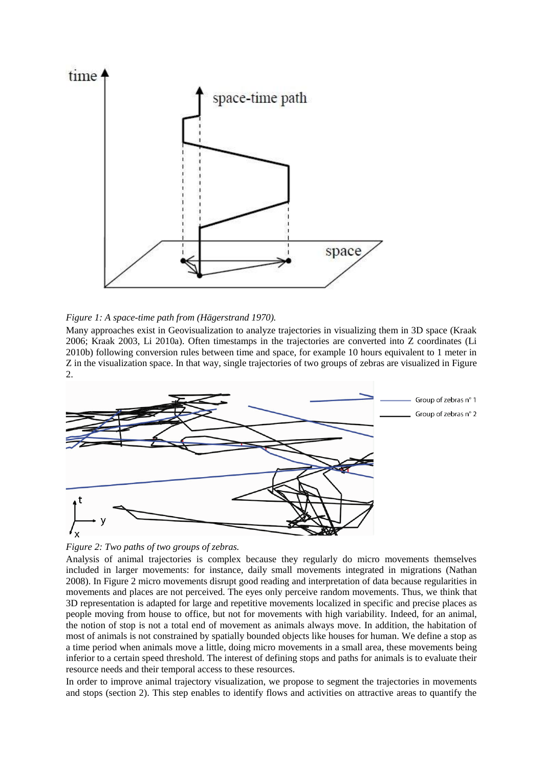*Figure 1: A space-time path from (Hägerstrand 1970).*

Many approaches exist in Geovisualization to analyze trajectories in visualizing them in 3D space (Kraak 2006; Kraak 2003, Li 2010a). Often timestamps in the trajectories are converted into Z coordinates (Li 2010b) following conversion rules between time and space, for example 10 hours equivalent to 1 meter in Z in the visualization space. In that way, single trajectories of two groups of zebras are visualized in Figure 2.

*Figure 2: Two paths of two groups of zebras.*

Analysis of animal trajectories is complex because they regularly do micro movements themselves included in larger movements: for instance, daily small movements integrated in migrations (Nathan 2008). In Figure 2 micro movements disrupt good reading and interpretation of data because regularities in movements and places are not perceived. The eyes only perceive random movements. Thus, we think that 3D representation is adapted for large and repetitive movements localized in specific and precise places as people moving from house to office, but not for movements with high variability. Indeed, for an animal, the notion of stop is not a total end of movement as animals always move. In addition, the habitation of most of animals is not constrained by spatially bounded objects like houses for human. We define a stop as a time period when animals move a little, doing micro movements in a small area, these movements being inferior to a certain speed threshold. The interest of defining stops and paths for animals is to evaluate their resource needs and their temporal access to these resources.

In order to improve animal trajectory visualization, we propose to segment the trajectories in movements and stops (section 2). This step enables to identify flows and activities on attractive areas to quantify the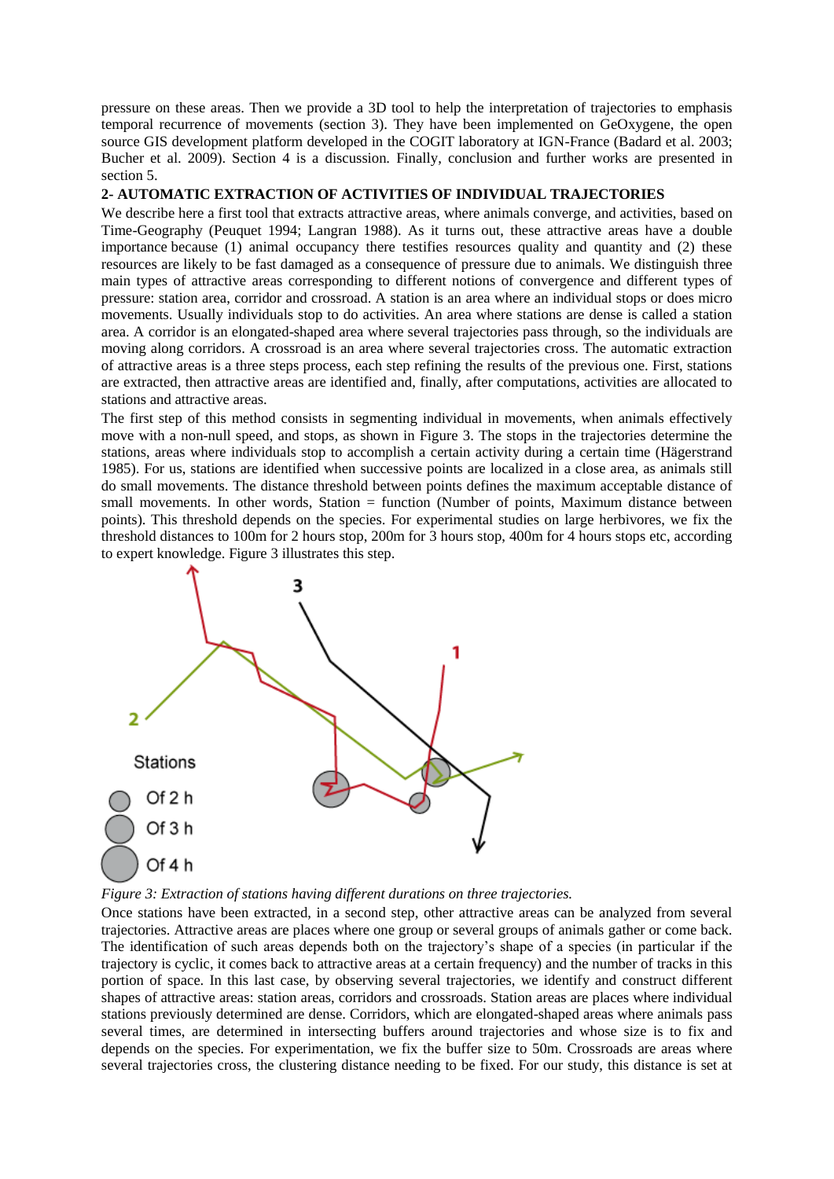pressure on these areas. Then we provide a 3D tool to help the interpretation of trajectories to emphasis temporal recurrence of movements (section 3). They have been implemented on GeOxygene, the open source GIS development platform developed in the COGIT laboratory at IGN-France (Badard et al. 2003; Bucher et al. 2009). Section 4 is a discussion. Finally, conclusion and further works are presented in section 5.

## 2- AUTOMATIC EXTRACTION OF ACTIVITIES OF INDIVIDUAL TRAJECTORIES

We describe here a first tool that extracts attractive areas, where animals converge, and activities, based on Time-Geography (Peuquet 1994; Langran 1988). As it turns out, these attractive areas have a double importance because (1) animal occupancy there testifies resources quality and quantity and (2) these resources are likely to be fast damaged as a consequence of pressure due to animals. We distinguish three main types of attractive areas corresponding to different notions of convergence and different types of pressure: station area, corridor and crossroad. A station is an area where an individual stops or does micro movements. Usually individuals stop to do activities. An area where stations are dense is called a station area. A corridor is an elongated-shaped area where several trajectories pass through, so the individuals are moving along corridors. A crossroad is an area where several trajectories cross. The automatic extraction of attractive areas is a three steps process, each step refining the results of the previous one. First, stations are extracted, then attractive areas are identified and, finally, after computations, activities are allocated to stations and attractive areas.

The first step of this method consists in segmenting individual in movements, when animals effectively move with a non-null speed, and stops, as shown in Figure 3. The stops in the trajectories determine the stations, areas where individuals stop to accomplish a certain activity during a certain time (Hägerstrand 1985). For us, stations are identified when successive points are localized in a close area, as animals still do small movements. The distance threshold between points defines the maximum acceptable distance of small movements. In other words, Station = function (Number of points, Maximum distance between points). This threshold depends on the species. For experimental studies on large herbivores, we fix the threshold distances to 100m for 2 hours stop, 200m for 3 hours stop, 400m for 4 hours stops etc, according to expert knowledge. Figure 3 illustrates this step.

*Figure 3: Extraction of stations having different durations on three trajectories.*

Once stations have been extracted, in a second step, other attractive areas can be analyzed from several trajectories. Attractive areas are places where one group or several groups of animals gather or come back. The identification of such areas depends both on the trajectory's shape of a species (in particular if the trajectory is cyclic, it comes back to attractive areas at a certain frequency) and the number of tracks in this portion of space. In this last case, by observing several trajectories, we identify and construct different shapes of attractive areas: station areas, corridors and crossroads. Station areas are places where individual stations previously determined are dense. Corridors, which are elongated-shaped areas where animals pass several times, are determined in intersecting buffers around trajectories and whose size is to fix and depends on the species. For experimentation, we fix the buffer size to 50m. Crossroads are areas where several trajectories cross, the clustering distance needing to be fixed. For our study, this distance is set at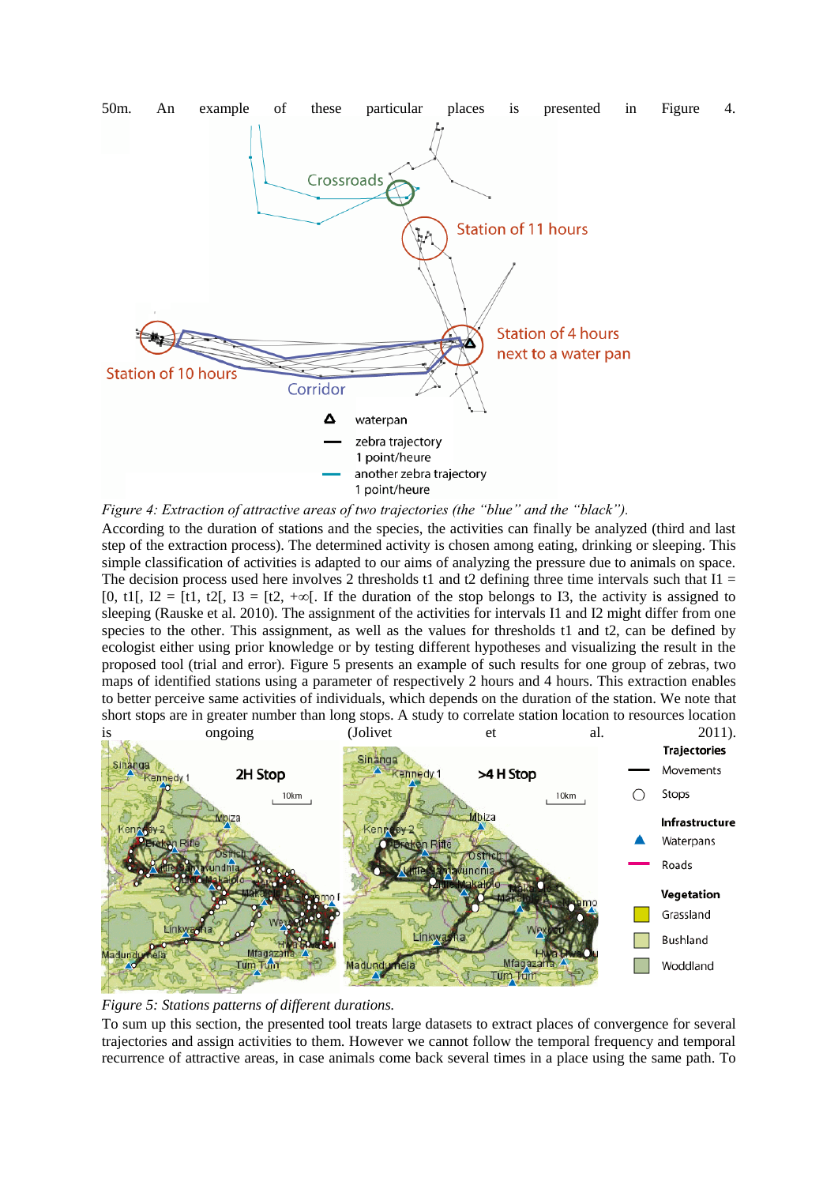50m. An example of these particular places is presented in Figure 4.

*Figure 4: Extraction of attractive areas of two trajectories (the "blue" and the "black").*

According to the duration of stations and the species, the activities can finally be analyzed (third and last step of the extraction process). The determined activity is chosen among eating, drinking or sleeping. This simple classification of activities is adapted to our aims of analyzing the pressure due to animals on space. The decision process used here involves 2 thresholds t1 and t2 defining three time intervals such that I1 = [0, t1[, I2 = [t1, t2[, I3 = [t2, +∞[. If the duration of the stop belongs to I3, the activity is assigned to sleeping (Rauske et al. 2010). The assignment of the activities for intervals I1 and I2 might differ from one species to the other. This assignment, as well as the values for thresholds t1 and t2, can be defined by ecologist either using prior knowledge or by testing different hypotheses and visualizing the result in the proposed tool (trial and error). Figure 5 presents an example of such results for one group of zebras, two maps of identified stations using a parameter of respectively 2 hours and 4 hours. This extraction enables to better perceive same activities of individuals, which depends on the duration of the station. We note that short stops are in greater number than long stops. A study to correlate station location to resources location is ongoing (Jolivet et al. 2011).

*Figure 5: Stations patterns of different durations.*

To sum up this section, the presented tool treats large datasets to extract places of convergence for several trajectories and assign activities to them. However we cannot follow the temporal frequency and temporal recurrence of attractive areas, in case animals come back several times in a place using the same path. To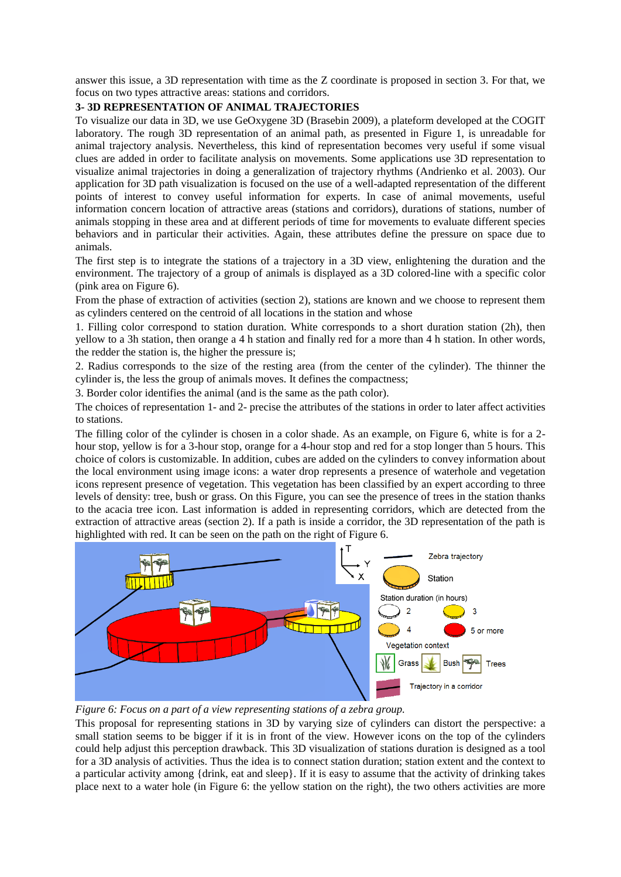answer this issue, a 3D representation with time as the Z coordinate is proposed in section 3. For that, we focus on two types attractive areas: stations and corridors.

## 3- 3D REPRESENTATION OF ANIMAL TRAJECTORIES

To visualize our data in 3D, we use GeOxygene 3D (Brasebin 2009), a plateform developed at the COGIT laboratory. The rough 3D representation of an animal path, as presented in Figure 1, is unreadable for animal trajectory analysis. Nevertheless, this kind of representation becomes very useful if some visual clues are added in order to facilitate analysis on movements. Some applications use 3D representation to visualize animal trajectories in doing a generalization of trajectory rhythms (Andrienko et al. 2003). Our application for 3D path visualization is focused on the use of a well-adapted representation of the different points of interest to convey useful information for experts. In case of animal movements, useful information concern location of attractive areas (stations and corridors), durations of stations, number of animals stopping in these area and at different periods of time for movements to evaluate different species behaviors and in particular their activities. Again, these attributes define the pressure on space due to animals.

The first step is to integrate the stations of a trajectory in a 3D view, enlightening the duration and the environment. The trajectory of a group of animals is displayed as a 3D colored-line with a specific color (pink area on Figure 6).

From the phase of extraction of activities (section 2), stations are known and we choose to represent them as cylinders centered on the centroid of all locations in the station and whose

1. Filling color correspond to station duration. White corresponds to a short duration station (2h), then yellow to a 3h station, then orange a 4 h station and finally red for a more than 4 h station. In other words, the redder the station is, the higher the pressure is;
2. Radius corresponds to the size of the resting area (from the center of the cylinder). The thinner the cylinder is, the less the group of animals moves. It defines the compactness;
3. Border color identifies the animal (and is the same as the path color).

The choices of representation 1- and 2- precise the attributes of the stations in order to later affect activities to stations.

The filling color of the cylinder is chosen in a color shade. As an example, on Figure 6, white is for a 2-hour stop, yellow is for a 3-hour stop, orange for a 4-hour stop and red for a stop longer than 5 hours. This choice of colors is customizable. In addition, cubes are added on the cylinders to convey information about the local environment using image icons: a water drop represents a presence of waterhole and vegetation icons represent presence of vegetation. This vegetation has been classified by an expert according to three levels of density: tree, bush or grass. On this Figure, you can see the presence of trees in the station thanks to the acacia tree icon. Last information is added in representing corridors, which are detected from the extraction of attractive areas (section 2). If a path is inside a corridor, the 3D representation of the path is highlighted with red. It can be seen on the path on the right of Figure 6.

*Figure 6: Focus on a part of a view representing stations of a zebra group.*

This proposal for representing stations in 3D by varying size of cylinders can distort the perspective: a small station seems to be bigger if it is in front of the view. However icons on the top of the cylinders could help adjust this perception drawback. This 3D visualization of stations duration is designed as a tool for a 3D analysis of activities. Thus the idea is to connect station duration; station extent and the context to a particular activity among {drink, eat and sleep}. If it is easy to assume that the activity of drinking takes place next to a water hole (in Figure 6: the yellow station on the right), the two others activities are more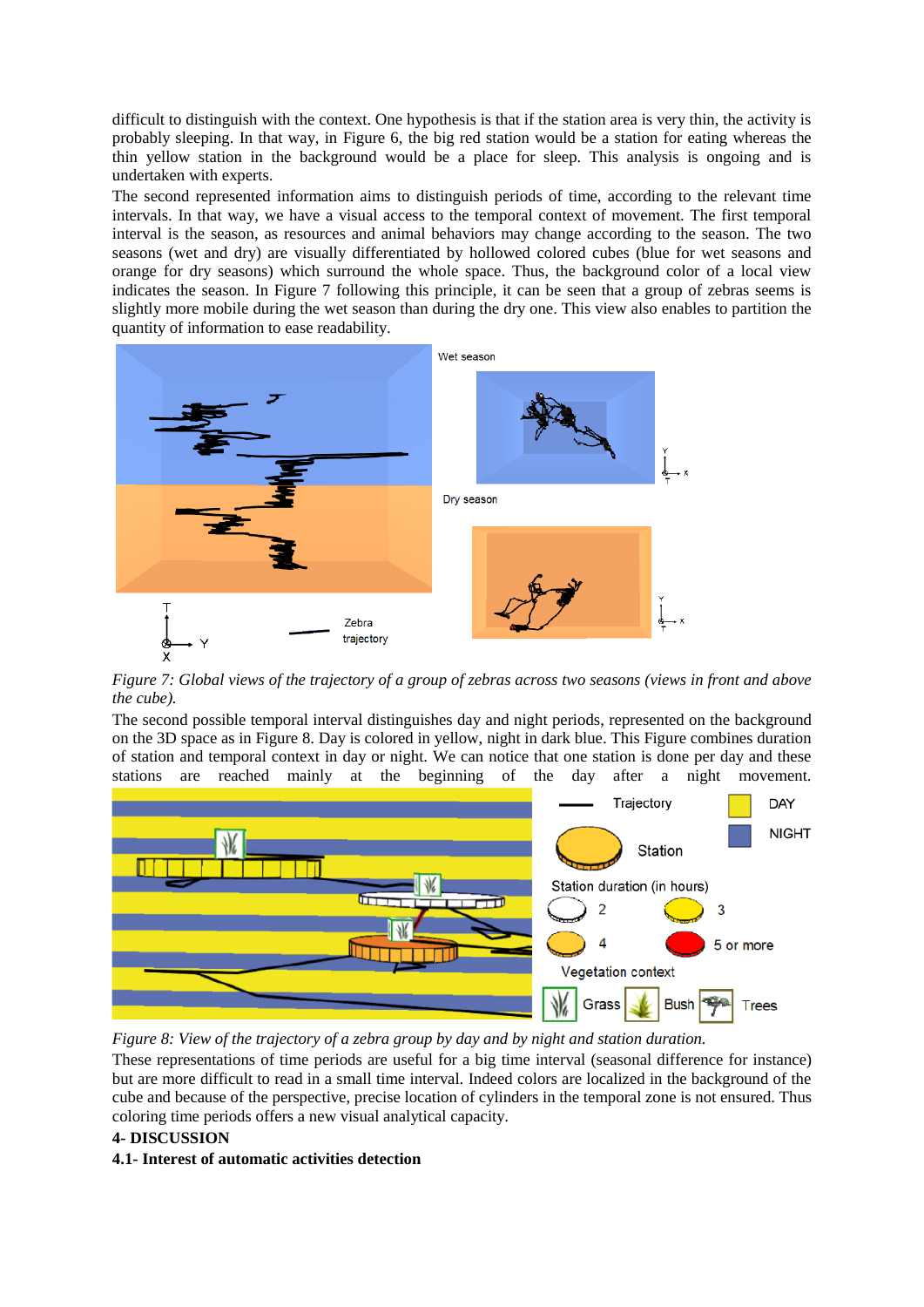difficult to distinguish with the context. One hypothesis is that if the station area is very thin, the activity is probably sleeping. In that way, in Figure 6, the big red station would be a station for eating whereas the thin yellow station in the background would be a place for sleep. This analysis is ongoing and is undertaken with experts.

The second represented information aims to distinguish periods of time, according to the relevant time intervals. In that way, we have a visual access to the temporal context of movement. The first temporal interval is the season, as resources and animal behaviors may change according to the season. The two seasons (wet and dry) are visually differentiated by hollowed colored cubes (blue for wet seasons and orange for dry seasons) which surround the whole space. Thus, the background color of a local view indicates the season. In Figure 7 following this principle, it can be seen that a group of zebras seems is slightly more mobile during the wet season than during the dry one. This view also enables to partition the quantity of information to ease readability.

*Figure 7: Global views of the trajectory of a group of zebras across two seasons (views in front and above the cube).*

The second possible temporal interval distinguishes day and night periods, represented on the background on the 3D space as in Figure 8. Day is colored in yellow, night in dark blue. This Figure combines duration of station and temporal context in day or night. We can notice that one station is done per day and these stations are reached mainly at the beginning of the day after a night movement.

*Figure 8: View of the trajectory of a zebra group by day and by night and station duration.*

These representations of time periods are useful for a big time interval (seasonal difference for instance) but are more difficult to read in a small time interval. Indeed colors are localized in the background of the cube and because of the perspective, precise location of cylinders in the temporal zone is not ensured. Thus coloring time periods offers a new visual analytical capacity.

## 4- DISCUSSION

### 4.1- Interest of automatic activities detection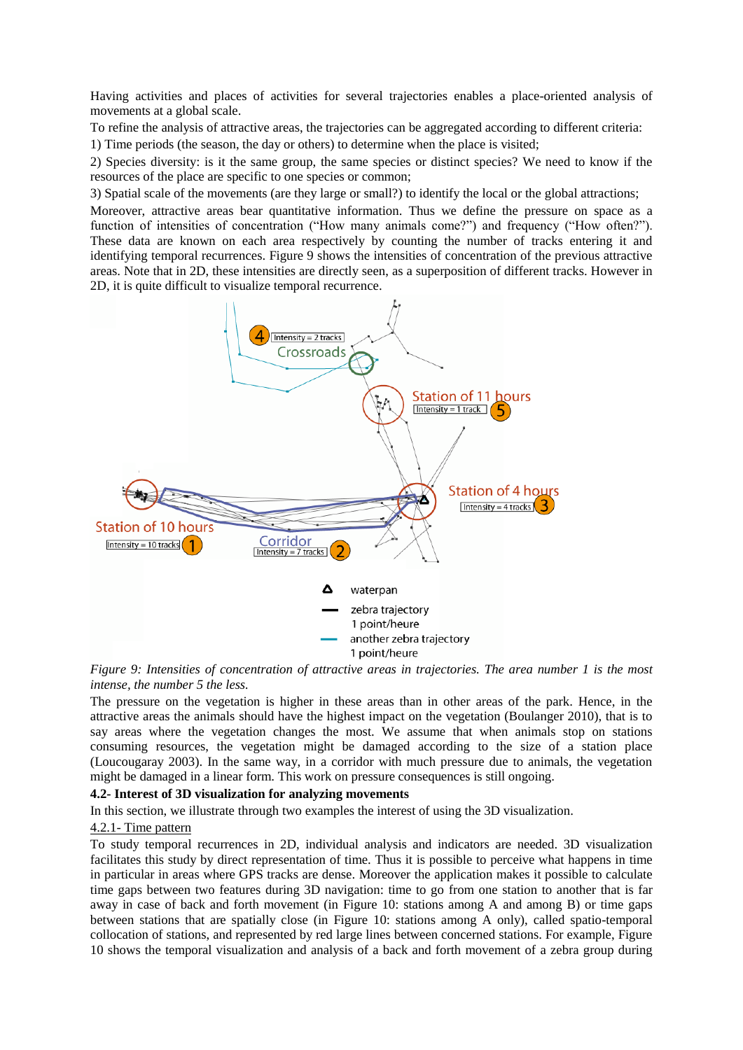Having activities and places of activities for several trajectories enables a place-oriented analysis of movements at a global scale.

To refine the analysis of attractive areas, the trajectories can be aggregated according to different criteria:

1) Time periods (the season, the day or others) to determine when the place is visited;

2) Species diversity: is it the same group, the same species or distinct species? We need to know if the resources of the place are specific to one species or common;

3) Spatial scale of the movements (are they large or small?) to identify the local or the global attractions;

Moreover, attractive areas bear quantitative information. Thus we define the pressure on space as a function of intensities of concentration ("How many animals come?") and frequency ("How often?"). These data are known on each area respectively by counting the number of tracks entering it and identifying temporal recurrences. Figure 9 shows the intensities of concentration of the previous attractive areas. Note that in 2D, these intensities are directly seen, as a superposition of different tracks. However in 2D, it is quite difficult to visualize temporal recurrence.

*Figure 9: Intensities of concentration of attractive areas in trajectories. The area number 1 is the most intense, the number 5 the less.*

The pressure on the vegetation is higher in these areas than in other areas of the park. Hence, in the attractive areas the animals should have the highest impact on the vegetation (Boulanger 2010), that is to say areas where the vegetation changes the most. We assume that when animals stop on stations consuming resources, the vegetation might be damaged according to the size of a station place (Loucougaray 2003). In the same way, in a corridor with much pressure due to animals, the vegetation might be damaged in a linear form. This work on pressure consequences is still ongoing.

**4.2- Interest of 3D visualization for analyzing movements**

In this section, we illustrate through two examples the interest of using the 3D visualization.

4.2.1- Time pattern

To study temporal recurrences in 2D, individual analysis and indicators are needed. 3D visualization facilitates this study by direct representation of time. Thus it is possible to perceive what happens in time in particular in areas where GPS tracks are dense. Moreover the application makes it possible to calculate time gaps between two features during 3D navigation: time to go from one station to another that is far away in case of back and forth movement (in Figure 10: stations among A and among B) or time gaps between stations that are spatially close (in Figure 10: stations among A only), called spatio-temporal collocation of stations, and represented by red large lines between concerned stations. For example, Figure 10 shows the temporal visualization and analysis of a back and forth movement of a zebra group during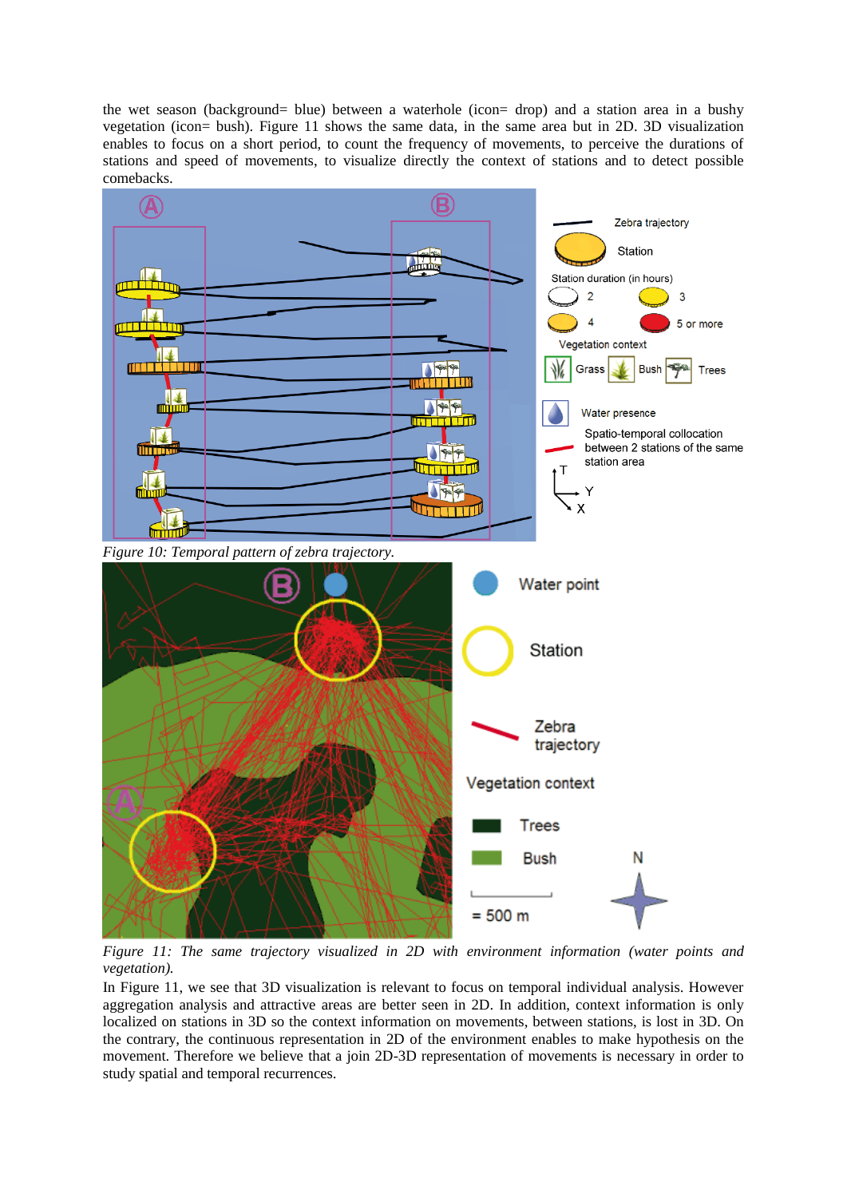the wet season (background= blue) between a waterhole (icon= drop) and a station area in a bushy vegetation (icon= bush). Figure 11 shows the same data, in the same area but in 2D. 3D visualization enables to focus on a short period, to count the frequency of movements, to perceive the durations of stations and speed of movements, to visualize directly the context of stations and to detect possible comebacks.

*Figure 10: Temporal pattern of zebra trajectory.*

*Figure 11: The same trajectory visualized in 2D with environment information (water points and vegetation).*

In Figure 11, we see that 3D visualization is relevant to focus on temporal individual analysis. However aggregation analysis and attractive areas are better seen in 2D. In addition, context information is only localized on stations in 3D so the context information on movements, between stations, is lost in 3D. On the contrary, the continuous representation in 2D of the environment enables to make hypothesis on the movement. Therefore we believe that a join 2D-3D representation of movements is necessary in order to study spatial and temporal recurrences.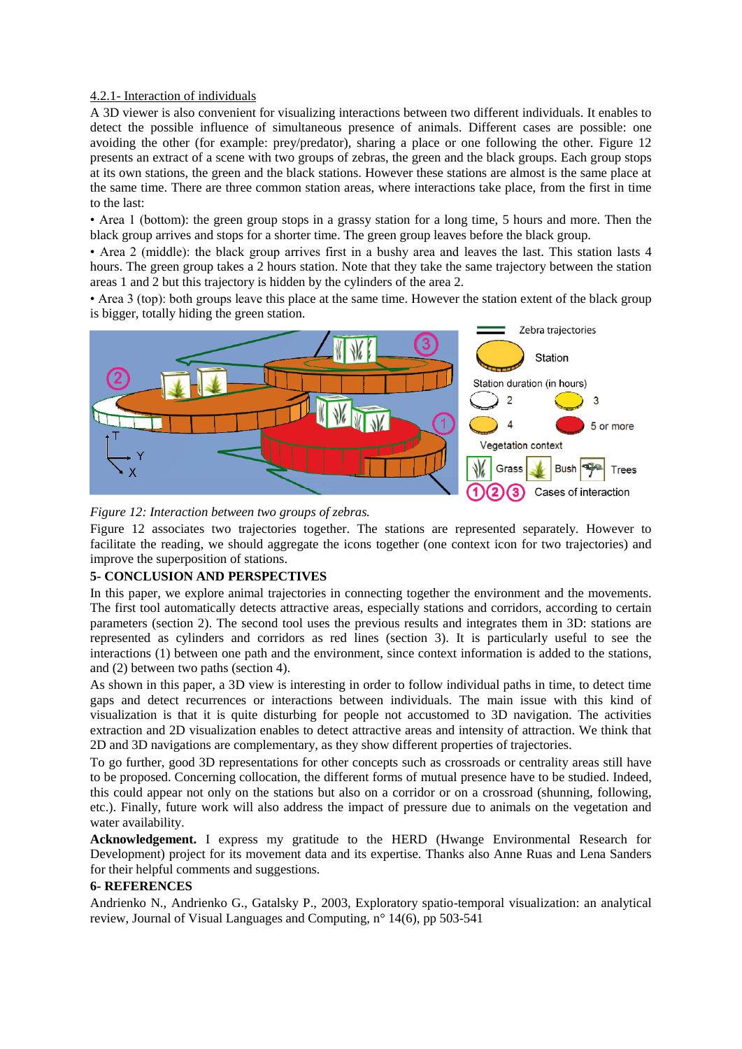4.2.1- Interaction of individuals

A 3D viewer is also convenient for visualizing interactions between two different individuals. It enables to detect the possible influence of simultaneous presence of animals. Different cases are possible: one avoiding the other (for example: prey/predator), sharing a place or one following the other. Figure 12 presents an extract of a scene with two groups of zebras, the green and the black groups. Each group stops at its own stations, the green and the black stations. However these stations are almost is the same place at the same time. There are three common station areas, where interactions take place, from the first in time to the last:

• Area 1 (bottom): the green group stops in a grassy station for a long time, 5 hours and more. Then the black group arrives and stops for a shorter time. The green group leaves before the black group.

• Area 2 (middle): the black group arrives first in a bushy area and leaves the last. This station lasts 4 hours. The green group takes a 2 hours station. Note that they take the same trajectory between the station areas 1 and 2 but this trajectory is hidden by the cylinders of the area 2.

• Area 3 (top): both groups leave this place at the same time. However the station extent of the black group is bigger, totally hiding the green station.

*Figure 12: Interaction between two groups of zebras.*

Figure 12 associates two trajectories together. The stations are represented separately. However to facilitate the reading, we should aggregate the icons together (one context icon for two trajectories) and improve the superposition of stations.

## 5- CONCLUSION AND PERSPECTIVES

In this paper, we explore animal trajectories in connecting together the environment and the movements. The first tool automatically detects attractive areas, especially stations and corridors, according to certain parameters (section 2). The second tool uses the previous results and integrates them in 3D: stations are represented as cylinders and corridors as red lines (section 3). It is particularly useful to see the interactions (1) between one path and the environment, since context information is added to the stations, and (2) between two paths (section 4).

As shown in this paper, a 3D view is interesting in order to follow individual paths in time, to detect time gaps and detect recurrences or interactions between individuals. The main issue with this kind of visualization is that it is quite disturbing for people not accustomed to 3D navigation. The activities extraction and 2D visualization enables to detect attractive areas and intensity of attraction. We think that 2D and 3D navigations are complementary, as they show different properties of trajectories.

To go further, good 3D representations for other concepts such as crossroads or centrality areas still have to be proposed. Concerning collocation, the different forms of mutual presence have to be studied. Indeed, this could appear not only on the stations but also on a corridor or on a crossroad (shunning, following, etc.). Finally, future work will also address the impact of pressure due to animals on the vegetation and water availability.

**Acknowledgement.** I express my gratitude to the HERD (Hwange Environmental Research for Development) project for its movement data and its expertise. Thanks also Anne Ruas and Lena Sanders for their helpful comments and suggestions.

## 6- REFERENCES

Andrienko N., Andrienko G., Gatalsky P., 2003, Exploratory spatio-temporal visualization: an analytical review, Journal of Visual Languages and Computing, n° 14(6), pp 503-541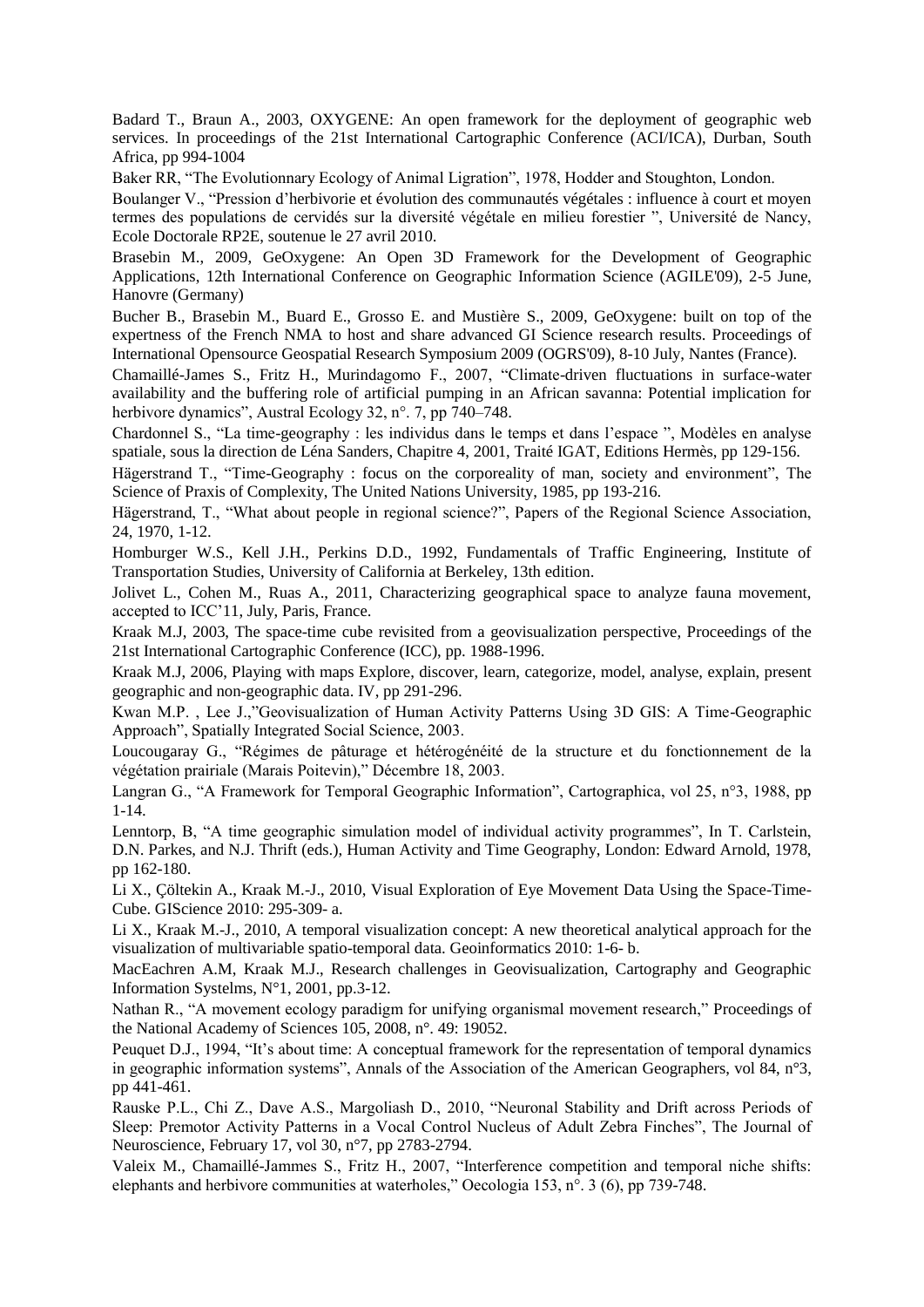Badard T., Braun A., 2003, OXYGENE: An open framework for the deployment of geographic web services. In proceedings of the 21st International Cartographic Conference (ACI/ICA), Durban, South Africa, pp 994-1004

Baker RR, "The Evolutionnary Ecology of Animal Ligration", 1978, Hodder and Stoughton, London.

Boulanger V., "Pression d'herbivorie et évolution des communautés végétales : influence à court et moyen termes des populations de cervidés sur la diversité végétale en milieu forestier ", Université de Nancy, Ecole Doctorale RP2E, soutenue le 27 avril 2010.

Brasebin M., 2009, GeOxygene: An Open 3D Framework for the Development of Geographic Applications, 12th International Conference on Geographic Information Science (AGILE'09), 2-5 June, Hanovre (Germany)

Bucher B., Brasebin M., Buard E., Grosso E. and Mustière S., 2009, GeOxygene: built on top of the expertness of the French NMA to host and share advanced GI Science research results. Proceedings of International Opensource Geospatial Research Symposium 2009 (OGRS'09), 8-10 July, Nantes (France).

Chamaillé-James S., Fritz H., Murindagomo F., 2007, "Climate-driven fluctuations in surface-water availability and the buffering role of artificial pumping in an African savanna: Potential implication for herbivore dynamics", Austral Ecology 32, n°. 7, pp 740–748.

Chardonnel S., "La time-geography : les individus dans le temps et dans l'espace ", Modèles en analyse spatiale, sous la direction de Léna Sanders, Chapitre 4, 2001, Traité IGAT, Editions Hermès, pp 129-156.

Hägerstrand T., "Time-Geography : focus on the corporeality of man, society and environment", The Science of Praxis of Complexity, The United Nations University, 1985, pp 193-216.

Hägerstrand, T., "What about people in regional science?", Papers of the Regional Science Association, 24, 1970, 1-12.

Homburger W.S., Kell J.H., Perkins D.D., 1992, Fundamentals of Traffic Engineering, Institute of Transportation Studies, University of California at Berkeley, 13th edition.

Jolivet L., Cohen M., Ruas A., 2011, Characterizing geographical space to analyze fauna movement, accepted to ICC'11, July, Paris, France.

Kraak M.J, 2003, The space-time cube revisited from a geovisualization perspective, Proceedings of the 21st International Cartographic Conference (ICC), pp. 1988-1996.

Kraak M.J, 2006, Playing with maps Explore, discover, learn, categorize, model, analyse, explain, present geographic and non-geographic data. IV, pp 291-296.

Kwan M.P. , Lee J.,"Geovisualization of Human Activity Patterns Using 3D GIS: A Time-Geographic Approach", Spatially Integrated Social Science, 2003.

Loucougaray G., "Régimes de pâturage et hétérogénéité de la structure et du fonctionnement de la végétation prairiale (Marais Poitevin)," Décembre 18, 2003.

Langran G., "A Framework for Temporal Geographic Information", Cartographica, vol 25, n°3, 1988, pp 1-14.

Lenntorp, B, "A time geographic simulation model of individual activity programmes", In T. Carlstein, D.N. Parkes, and N.J. Thrift (eds.), Human Activity and Time Geography, London: Edward Arnold, 1978, pp 162-180.

Li X., Çöltekin A., Kraak M.-J., 2010, Visual Exploration of Eye Movement Data Using the Space-Time-Cube. GIScience 2010: 295-309- a.

Li X., Kraak M.-J., 2010, A temporal visualization concept: A new theoretical analytical approach for the visualization of multivariable spatio-temporal data. Geoinformatics 2010: 1-6- b.

MacEachren A.M, Kraak M.J., Research challenges in Geovisualization, Cartography and Geographic Information Systelms, N°1, 2001, pp.3-12.

Nathan R., "A movement ecology paradigm for unifying organismal movement research," Proceedings of the National Academy of Sciences 105, 2008, n°. 49: 19052.

Peuquet D.J., 1994, "It's about time: A conceptual framework for the representation of temporal dynamics in geographic information systems", Annals of the Association of the American Geographers, vol 84, n°3, pp 441-461.

Rauske P.L., Chi Z., Dave A.S., Margoliash D., 2010, "Neuronal Stability and Drift across Periods of Sleep: Premotor Activity Patterns in a Vocal Control Nucleus of Adult Zebra Finches", The Journal of Neuroscience, February 17, vol 30, n°7, pp 2783-2794.

Valeix M., Chamaillé-Jammes S., Fritz H., 2007, "Interference competition and temporal niche shifts: elephants and herbivore communities at waterholes," Oecologia 153, n°. 3 (6), pp 739-748.